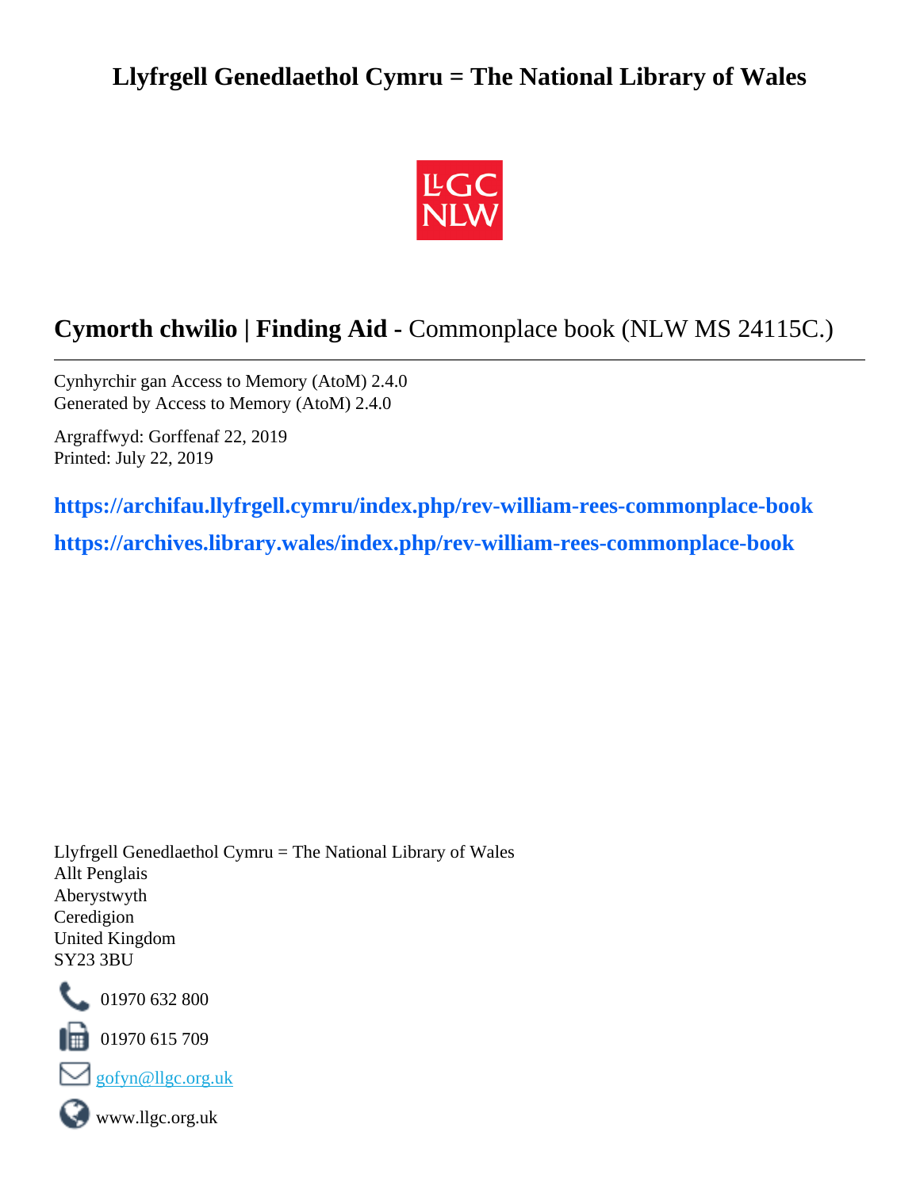# Llyfrgell Genedlaethol Cymru = The National Library of Wales

## **Cymorth chwilio | Finding Aid -** Commonplace book (NLW MS 24115C.)

Cynhyrchir gan Access to Memory (AtoM) 2.4.0
Generated by Access to Memory (AtoM) 2.4.0

Argraffwyd: Gorffenaf 22, 2019
Printed: July 22, 2019

**https://archifau.llyfrgell.cymru/index.php/rev-william-rees-commonplace-book**

**https://archives.library.wales/index.php/rev-william-rees-commonplace-book**

Llyfrgell Genedlaethol Cymru = The National Library of Wales
Allt Penglais
Aberystwyth
Ceredigion
United Kingdom
SY23 3BU

01970 632 800

01970 615 709

gofyn@llgc.org.uk

www.llgc.org.uk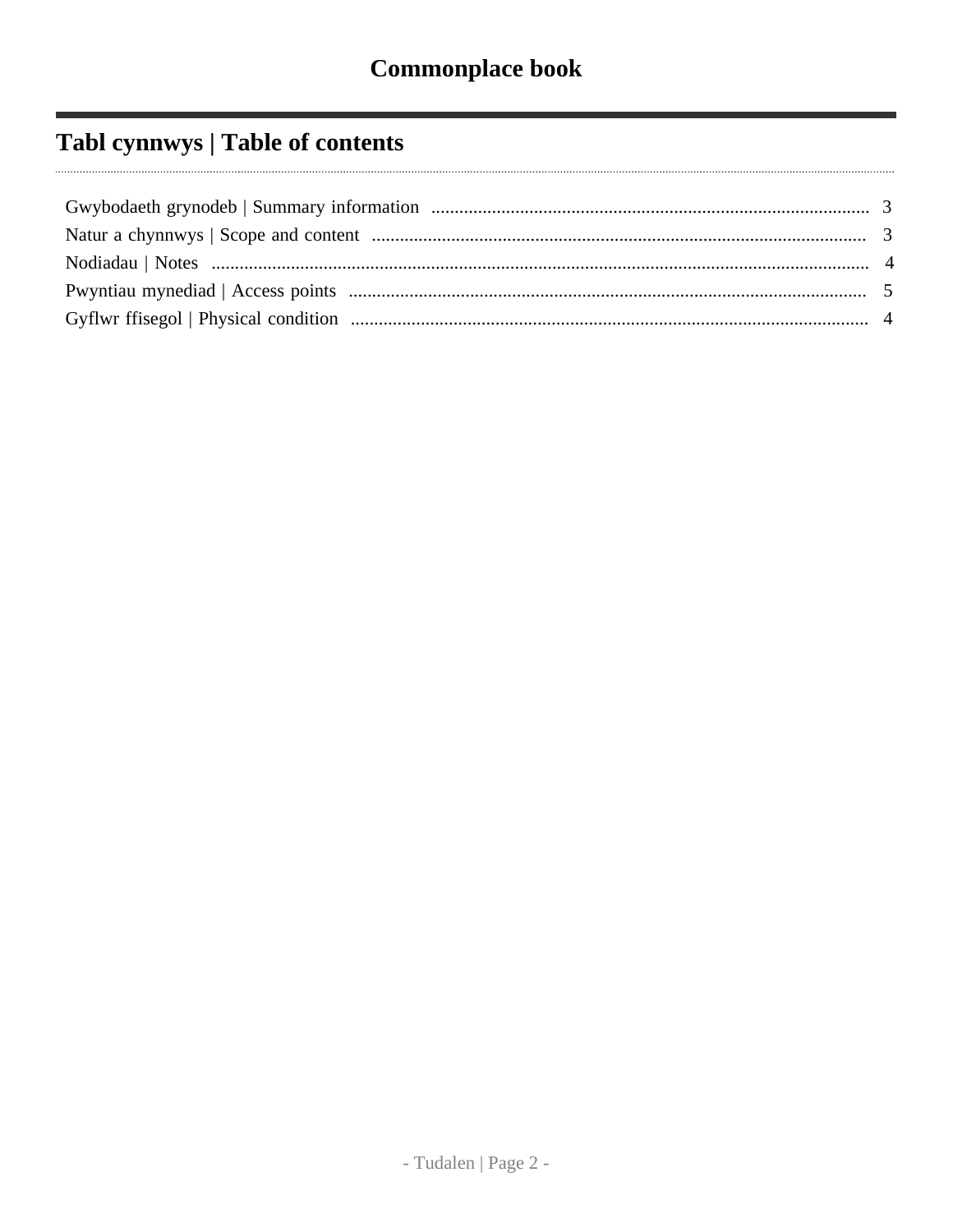# Commonplace book

## Tabl cynnwys | Table of contents

- Gwybodaeth grynodeb | Summary information ... 3
- Natur a chynnwys | Scope and content ... 3
- Nodiadau | Notes ... 4
- Pwyntiau mynediad | Access points ... 5
- Gyflwr ffisegol | Physical condition ... 4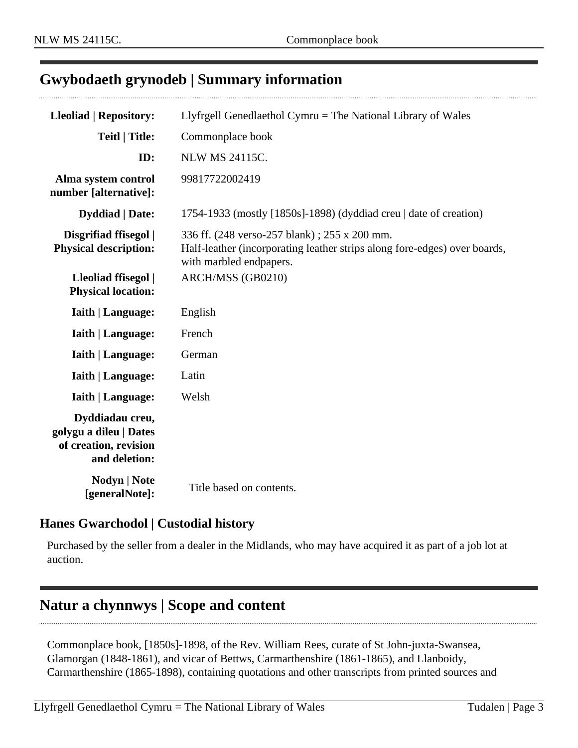## Gwybodaeth grynodeb | Summary information

| | |
|---|---|
| **Lleoliad \| Repository:** | Llyfrgell Genedlaethol Cymru = The National Library of Wales |
| **Teitl \| Title:** | Commonplace book |
| **ID:** | NLW MS 24115C. |
| **Alma system control number [alternative]:** | 99817722002419 |
| **Dyddiad \| Date:** | 1754-1933 (mostly [1850s]-1898) (dyddiad creu \| date of creation) |
| **Disgrifiad ffisegol \| Physical description:** | 336 ff. (248 verso-257 blank) ; 255 x 200 mm.<br>Half-leather (incorporating leather strips along fore-edges) over boards, with marbled endpapers. |
| **Lleoliad ffisegol \| Physical location:** | ARCH/MSS (GB0210) |
| **Iaith \| Language:** | English |
| **Iaith \| Language:** | French |
| **Iaith \| Language:** | German |
| **Iaith \| Language:** | Latin |
| **Iaith \| Language:** | Welsh |
| **Dyddiadau creu, golygu a dileu \| Dates of creation, revision and deletion:** | |
| **Nodyn \| Note [generalNote]:** | Title based on contents. |

### Hanes Gwarchodol | Custodial history

Purchased by the seller from a dealer in the Midlands, who may have acquired it as part of a job lot at auction.

## Natur a chynnwys | Scope and content

Commonplace book, [1850s]-1898, of the Rev. William Rees, curate of St John-juxta-Swansea, Glamorgan (1848-1861), and vicar of Bettws, Carmarthenshire (1861-1865), and Llanboidy, Carmarthenshire (1865-1898), containing quotations and other transcripts from printed sources and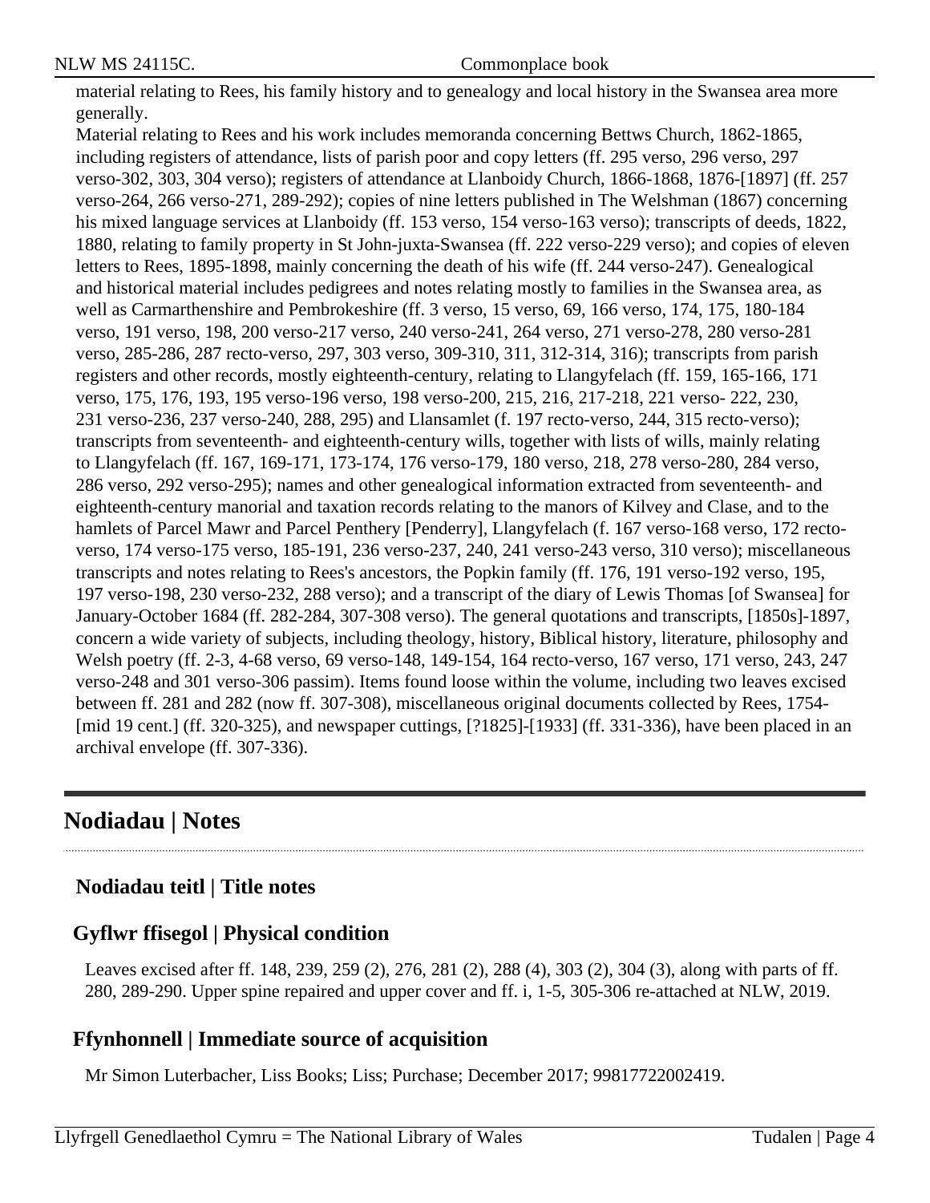material relating to Rees, his family history and to genealogy and local history in the Swansea area more generally.

Material relating to Rees and his work includes memoranda concerning Bettws Church, 1862-1865, including registers of attendance, lists of parish poor and copy letters (ff. 295 verso, 296 verso, 297 verso-302, 303, 304 verso); registers of attendance at Llanboidy Church, 1866-1868, 1876-[1897] (ff. 257 verso-264, 266 verso-271, 289-292); copies of nine letters published in The Welshman (1867) concerning his mixed language services at Llanboidy (ff. 153 verso, 154 verso-163 verso); transcripts of deeds, 1822, 1880, relating to family property in St John-juxta-Swansea (ff. 222 verso-229 verso); and copies of eleven letters to Rees, 1895-1898, mainly concerning the death of his wife (ff. 244 verso-247). Genealogical and historical material includes pedigrees and notes relating mostly to families in the Swansea area, as well as Carmarthenshire and Pembrokeshire (ff. 3 verso, 15 verso, 69, 166 verso, 174, 175, 180-184 verso, 191 verso, 198, 200 verso-217 verso, 240 verso-241, 264 verso, 271 verso-278, 280 verso-281 verso, 285-286, 287 recto-verso, 297, 303 verso, 309-310, 311, 312-314, 316); transcripts from parish registers and other records, mostly eighteenth-century, relating to Llangyfelach (ff. 159, 165-166, 171 verso, 175, 176, 193, 195 verso-196 verso, 198 verso-200, 215, 216, 217-218, 221 verso- 222, 230, 231 verso-236, 237 verso-240, 288, 295) and Llansamlet (f. 197 recto-verso, 244, 315 recto-verso); transcripts from seventeenth- and eighteenth-century wills, together with lists of wills, mainly relating to Llangyfelach (ff. 167, 169-171, 173-174, 176 verso-179, 180 verso, 218, 278 verso-280, 284 verso, 286 verso, 292 verso-295); names and other genealogical information extracted from seventeenth- and eighteenth-century manorial and taxation records relating to the manors of Kilvey and Clase, and to the hamlets of Parcel Mawr and Parcel Penthery [Penderry], Llangyfelach (f. 167 verso-168 verso, 172 recto-verso, 174 verso-175 verso, 185-191, 236 verso-237, 240, 241 verso-243 verso, 310 verso); miscellaneous transcripts and notes relating to Rees's ancestors, the Popkin family (ff. 176, 191 verso-192 verso, 195, 197 verso-198, 230 verso-232, 288 verso); and a transcript of the diary of Lewis Thomas [of Swansea] for January-October 1684 (ff. 282-284, 307-308 verso). The general quotations and transcripts, [1850s]-1897, concern a wide variety of subjects, including theology, history, Biblical history, literature, philosophy and Welsh poetry (ff. 2-3, 4-68 verso, 69 verso-148, 149-154, 164 recto-verso, 167 verso, 171 verso, 243, 247 verso-248 and 301 verso-306 passim). Items found loose within the volume, including two leaves excised between ff. 281 and 282 (now ff. 307-308), miscellaneous original documents collected by Rees, 1754-[mid 19 cent.] (ff. 320-325), and newspaper cuttings, [?1825]-[1933] (ff. 331-336), have been placed in an archival envelope (ff. 307-336).

## Nodiadau | Notes

### Nodiadau teitl | Title notes

### Gyflwr ffisegol | Physical condition

Leaves excised after ff. 148, 239, 259 (2), 276, 281 (2), 288 (4), 303 (2), 304 (3), along with parts of ff. 280, 289-290. Upper spine repaired and upper cover and ff. i, 1-5, 305-306 re-attached at NLW, 2019.

### Ffynhonnell | Immediate source of acquisition

Mr Simon Luterbacher, Liss Books; Liss; Purchase; December 2017; 99817722002419.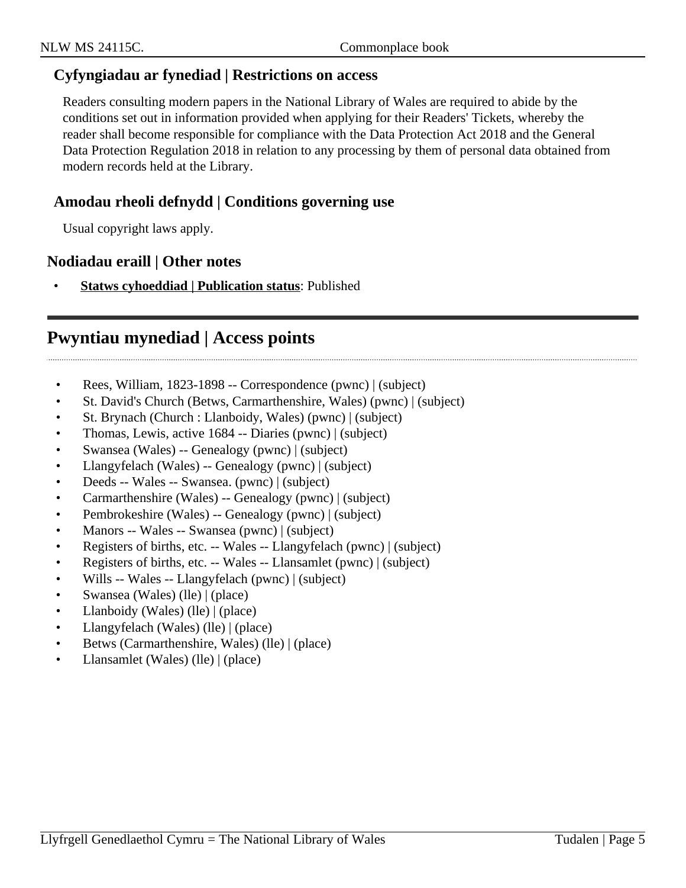### Cyfyngiadau ar fynediad | Restrictions on access

Readers consulting modern papers in the National Library of Wales are required to abide by the conditions set out in information provided when applying for their Readers' Tickets, whereby the reader shall become responsible for compliance with the Data Protection Act 2018 and the General Data Protection Regulation 2018 in relation to any processing by them of personal data obtained from modern records held at the Library.

### Amodau rheoli defnydd | Conditions governing use

Usual copyright laws apply.

### Nodiadau eraill | Other notes

- **Statws cyhoeddiad | Publication status**: Published

## Pwyntiau mynediad | Access points

- Rees, William, 1823-1898 -- Correspondence (pwnc) | (subject)
- St. David's Church (Betws, Carmarthenshire, Wales) (pwnc) | (subject)
- St. Brynach (Church : Llanboidy, Wales) (pwnc) | (subject)
- Thomas, Lewis, active 1684 -- Diaries (pwnc) | (subject)
- Swansea (Wales) -- Genealogy (pwnc) | (subject)
- Llangyfelach (Wales) -- Genealogy (pwnc) | (subject)
- Deeds -- Wales -- Swansea. (pwnc) | (subject)
- Carmarthenshire (Wales) -- Genealogy (pwnc) | (subject)
- Pembrokeshire (Wales) -- Genealogy (pwnc) | (subject)
- Manors -- Wales -- Swansea (pwnc) | (subject)
- Registers of births, etc. -- Wales -- Llangyfelach (pwnc) | (subject)
- Registers of births, etc. -- Wales -- Llansamlet (pwnc) | (subject)
- Wills -- Wales -- Llangyfelach (pwnc) | (subject)
- Swansea (Wales) (lle) | (place)
- Llanboidy (Wales) (lle) | (place)
- Llangyfelach (Wales) (lle) | (place)
- Betws (Carmarthenshire, Wales) (lle) | (place)
- Llansamlet (Wales) (lle) | (place)